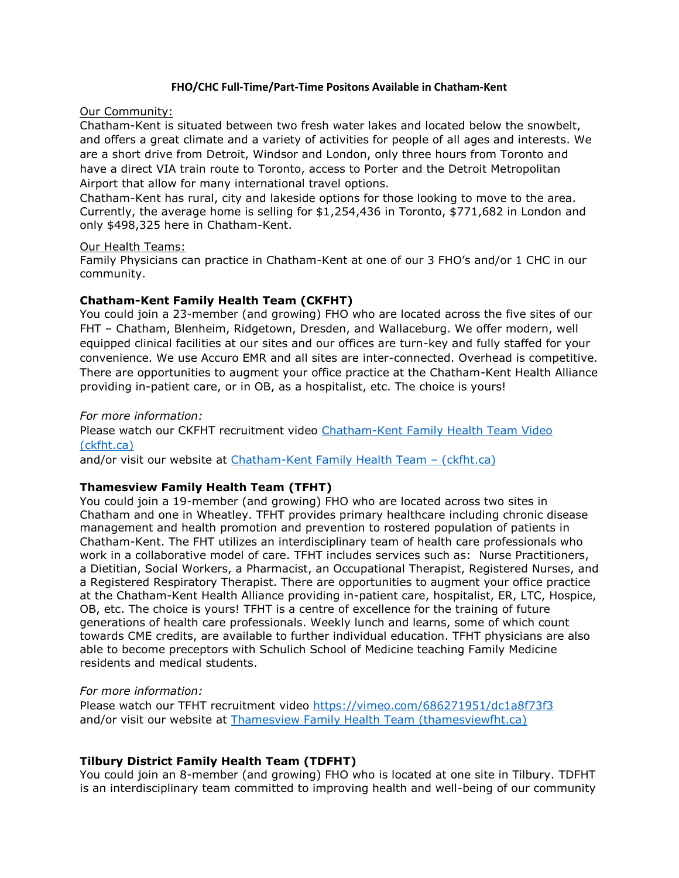**FHO/CHC Full-Time/Part-Time Positons Available in Chatham-Kent**

Our Community:
Chatham-Kent is situated between two fresh water lakes and located below the snowbelt, and offers a great climate and a variety of activities for people of all ages and interests. We are a short drive from Detroit, Windsor and London, only three hours from Toronto and have a direct VIA train route to Toronto, access to Porter and the Detroit Metropolitan Airport that allow for many international travel options.
Chatham-Kent has rural, city and lakeside options for those looking to move to the area. Currently, the average home is selling for $1,254,436 in Toronto, $771,682 in London and only $498,325 here in Chatham-Kent.

Our Health Teams:
Family Physicians can practice in Chatham-Kent at one of our 3 FHO's and/or 1 CHC in our community.

**Chatham-Kent Family Health Team (CKFHT)**
You could join a 23-member (and growing) FHO who are located across the five sites of our FHT – Chatham, Blenheim, Ridgetown, Dresden, and Wallaceburg. We offer modern, well equipped clinical facilities at our sites and our offices are turn-key and fully staffed for your convenience. We use Accuro EMR and all sites are inter-connected. Overhead is competitive. There are opportunities to augment your office practice at the Chatham-Kent Health Alliance providing in-patient care, or in OB, as a hospitalist, etc. The choice is yours!

*For more information:*
Please watch our CKFHT recruitment video [Chatham-Kent Family Health Team Video (ckfht.ca)]
and/or visit our website at [Chatham-Kent Family Health Team – (ckfht.ca)]

**Thamesview Family Health Team (TFHT)**
You could join a 19-member (and growing) FHO who are located across two sites in Chatham and one in Wheatley. TFHT provides primary healthcare including chronic disease management and health promotion and prevention to rostered population of patients in Chatham-Kent. The FHT utilizes an interdisciplinary team of health care professionals who work in a collaborative model of care. TFHT includes services such as: Nurse Practitioners, a Dietitian, Social Workers, a Pharmacist, an Occupational Therapist, Registered Nurses, and a Registered Respiratory Therapist. There are opportunities to augment your office practice at the Chatham-Kent Health Alliance providing in-patient care, hospitalist, ER, LTC, Hospice, OB, etc. The choice is yours! TFHT is a centre of excellence for the training of future generations of health care professionals. Weekly lunch and learns, some of which count towards CME credits, are available to further individual education. TFHT physicians are also able to become preceptors with Schulich School of Medicine teaching Family Medicine residents and medical students.

*For more information:*
Please watch our TFHT recruitment video https://vimeo.com/686271951/dc1a8f73f3
and/or visit our website at [Thamesview Family Health Team (thamesviewfht.ca)]

**Tilbury District Family Health Team (TDFHT)**
You could join an 8-member (and growing) FHO who is located at one site in Tilbury. TDFHT is an interdisciplinary team committed to improving health and well-being of our community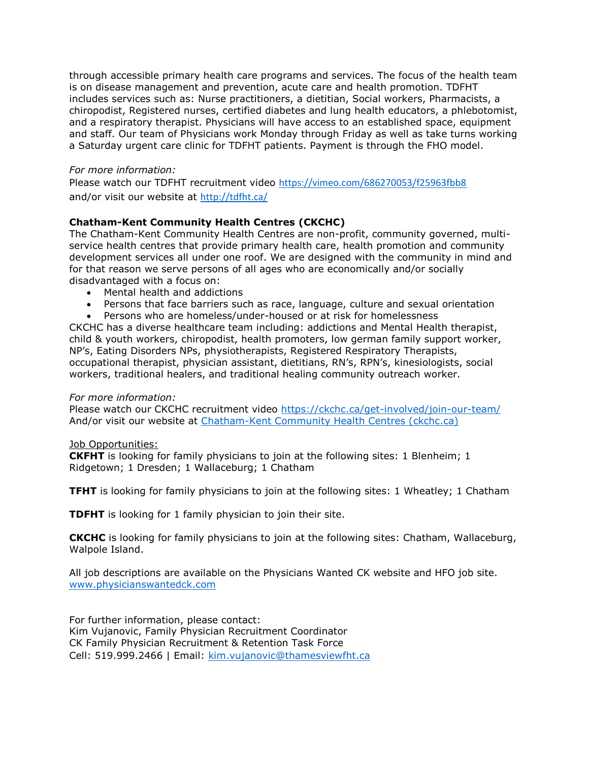through accessible primary health care programs and services. The focus of the health team is on disease management and prevention, acute care and health promotion. TDFHT includes services such as: Nurse practitioners, a dietitian, Social workers, Pharmacists, a chiropodist, Registered nurses, certified diabetes and lung health educators, a phlebotomist, and a respiratory therapist. Physicians will have access to an established space, equipment and staff. Our team of Physicians work Monday through Friday as well as take turns working a Saturday urgent care clinic for TDFHT patients. Payment is through the FHO model.

*For more information:*
Please watch our TDFHT recruitment video https://vimeo.com/686270053/f25963fbb8
and/or visit our website at http://tdfht.ca/

**Chatham-Kent Community Health Centres (CKCHC)**
The Chatham-Kent Community Health Centres are non-profit, community governed, multi-service health centres that provide primary health care, health promotion and community development services all under one roof. We are designed with the community in mind and for that reason we serve persons of all ages who are economically and/or socially disadvantaged with a focus on:

- Mental health and addictions
- Persons that face barriers such as race, language, culture and sexual orientation
- Persons who are homeless/under-housed or at risk for homelessness

CKCHC has a diverse healthcare team including: addictions and Mental Health therapist, child & youth workers, chiropodist, health promoters, low german family support worker, NP's, Eating Disorders NPs, physiotherapists, Registered Respiratory Therapists, occupational therapist, physician assistant, dietitians, RN's, RPN's, kinesiologists, social workers, traditional healers, and traditional healing community outreach worker.

*For more information:*
Please watch our CKCHC recruitment video https://ckchc.ca/get-involved/join-our-team/
And/or visit our website at Chatham-Kent Community Health Centres (ckchc.ca)

Job Opportunities:
**CKFHT** is looking for family physicians to join at the following sites: 1 Blenheim; 1 Ridgetown; 1 Dresden; 1 Wallaceburg; 1 Chatham

**TFHT** is looking for family physicians to join at the following sites: 1 Wheatley; 1 Chatham

**TDFHT** is looking for 1 family physician to join their site.

**CKCHC** is looking for family physicians to join at the following sites: Chatham, Wallaceburg, Walpole Island.

All job descriptions are available on the Physicians Wanted CK website and HFO job site.
www.physicianswantedck.com

For further information, please contact:
Kim Vujanovic, Family Physician Recruitment Coordinator
CK Family Physician Recruitment & Retention Task Force
Cell: 519.999.2466 | Email: kim.vujanovic@thamesviewfht.ca